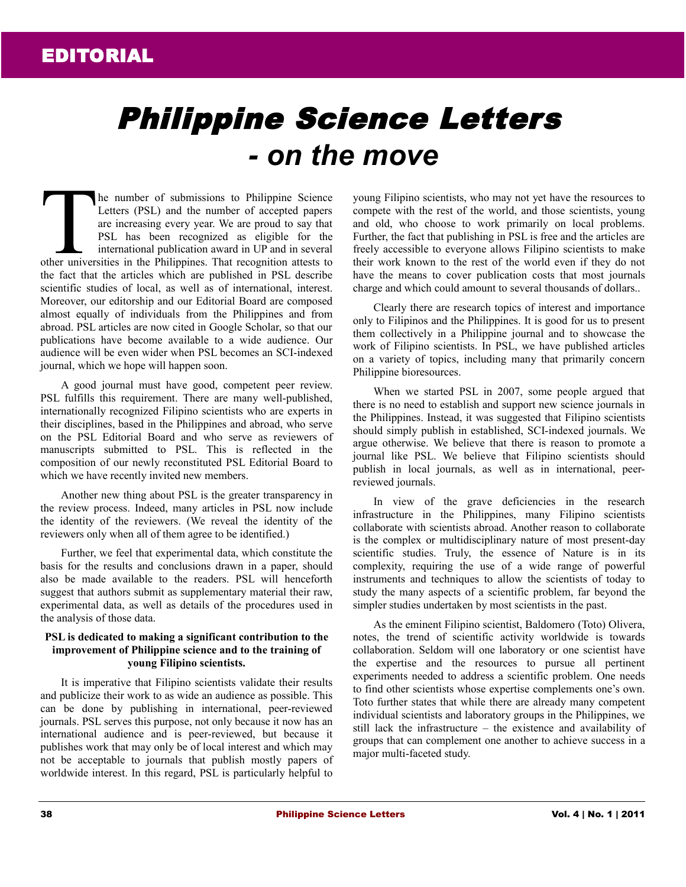# EDITORIAL

# *Philippine Science Letters*
## *- on the move*

The number of submissions to Philippine Science Letters (PSL) and the number of accepted papers are increasing every year. We are proud to say that PSL has been recognized as eligible for the international publication award in UP and in several other universities in the Philippines. That recognition attests to the fact that the articles which are published in PSL describe scientific studies of local, as well as of international, interest. Moreover, our editorship and our Editorial Board are composed almost equally of individuals from the Philippines and from abroad. PSL articles are now cited in Google Scholar, so that our publications have become available to a wide audience. Our audience will be even wider when PSL becomes an SCI-indexed journal, which we hope will happen soon.

A good journal must have good, competent peer review. PSL fulfills this requirement. There are many well-published, internationally recognized Filipino scientists who are experts in their disciplines, based in the Philippines and abroad, who serve on the PSL Editorial Board and who serve as reviewers of manuscripts submitted to PSL. This is reflected in the composition of our newly reconstituted PSL Editorial Board to which we have recently invited new members.

Another new thing about PSL is the greater transparency in the review process. Indeed, many articles in PSL now include the identity of the reviewers. (We reveal the identity of the reviewers only when all of them agree to be identified.)

Further, we feel that experimental data, which constitute the basis for the results and conclusions drawn in a paper, should also be made available to the readers. PSL will henceforth suggest that authors submit as supplementary material their raw, experimental data, as well as details of the procedures used in the analysis of those data.

**PSL is dedicated to making a significant contribution to the improvement of Philippine science and to the training of young Filipino scientists.**

It is imperative that Filipino scientists validate their results and publicize their work to as wide an audience as possible. This can be done by publishing in international, peer-reviewed journals. PSL serves this purpose, not only because it now has an international audience and is peer-reviewed, but because it publishes work that may only be of local interest and which may not be acceptable to journals that publish mostly papers of worldwide interest. In this regard, PSL is particularly helpful to young Filipino scientists, who may not yet have the resources to compete with the rest of the world, and those scientists, young and old, who choose to work primarily on local problems. Further, the fact that publishing in PSL is free and the articles are freely accessible to everyone allows Filipino scientists to make their work known to the rest of the world even if they do not have the means to cover publication costs that most journals charge and which could amount to several thousands of dollars..

Clearly there are research topics of interest and importance only to Filipinos and the Philippines. It is good for us to present them collectively in a Philippine journal and to showcase the work of Filipino scientists. In PSL, we have published articles on a variety of topics, including many that primarily concern Philippine bioresources.

When we started PSL in 2007, some people argued that there is no need to establish and support new science journals in the Philippines. Instead, it was suggested that Filipino scientists should simply publish in established, SCI-indexed journals. We argue otherwise. We believe that there is reason to promote a journal like PSL. We believe that Filipino scientists should publish in local journals, as well as in international, peer-reviewed journals.

In view of the grave deficiencies in the research infrastructure in the Philippines, many Filipino scientists collaborate with scientists abroad. Another reason to collaborate is the complex or multidisciplinary nature of most present-day scientific studies. Truly, the essence of Nature is in its complexity, requiring the use of a wide range of powerful instruments and techniques to allow the scientists of today to study the many aspects of a scientific problem, far beyond the simpler studies undertaken by most scientists in the past.

As the eminent Filipino scientist, Baldomero (Toto) Olivera, notes, the trend of scientific activity worldwide is towards collaboration. Seldom will one laboratory or one scientist have the expertise and the resources to pursue all pertinent experiments needed to address a scientific problem. One needs to find other scientists whose expertise complements one's own. Toto further states that while there are already many competent individual scientists and laboratory groups in the Philippines, we still lack the infrastructure – the existence and availability of groups that can complement one another to achieve success in a major multi-faceted study.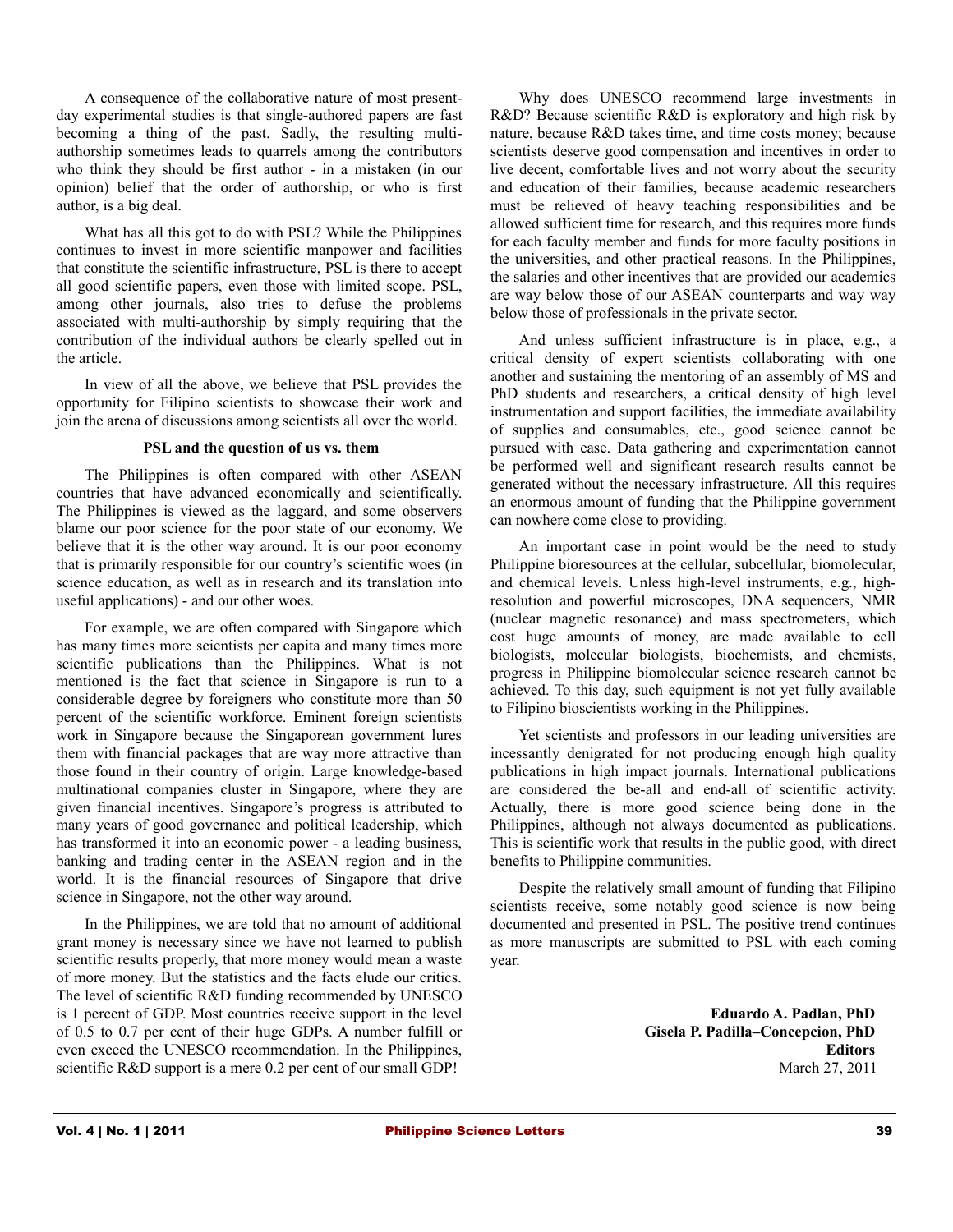A consequence of the collaborative nature of most present-day experimental studies is that single-authored papers are fast becoming a thing of the past. Sadly, the resulting multi-authorship sometimes leads to quarrels among the contributors who think they should be first author - in a mistaken (in our opinion) belief that the order of authorship, or who is first author, is a big deal.

What has all this got to do with PSL? While the Philippines continues to invest in more scientific manpower and facilities that constitute the scientific infrastructure, PSL is there to accept all good scientific papers, even those with limited scope. PSL, among other journals, also tries to defuse the problems associated with multi-authorship by simply requiring that the contribution of the individual authors be clearly spelled out in the article.

In view of all the above, we believe that PSL provides the opportunity for Filipino scientists to showcase their work and join the arena of discussions among scientists all over the world.

**PSL and the question of us vs. them**

The Philippines is often compared with other ASEAN countries that have advanced economically and scientifically. The Philippines is viewed as the laggard, and some observers blame our poor science for the poor state of our economy. We believe that it is the other way around. It is our poor economy that is primarily responsible for our country's scientific woes (in science education, as well as in research and its translation into useful applications) - and our other woes.

For example, we are often compared with Singapore which has many times more scientists per capita and many times more scientific publications than the Philippines. What is not mentioned is the fact that science in Singapore is run to a considerable degree by foreigners who constitute more than 50 percent of the scientific workforce. Eminent foreign scientists work in Singapore because the Singaporean government lures them with financial packages that are way more attractive than those found in their country of origin. Large knowledge-based multinational companies cluster in Singapore, where they are given financial incentives. Singapore's progress is attributed to many years of good governance and political leadership, which has transformed it into an economic power - a leading business, banking and trading center in the ASEAN region and in the world. It is the financial resources of Singapore that drive science in Singapore, not the other way around.

In the Philippines, we are told that no amount of additional grant money is necessary since we have not learned to publish scientific results properly, that more money would mean a waste of more money. But the statistics and the facts elude our critics. The level of scientific R&D funding recommended by UNESCO is 1 percent of GDP. Most countries receive support in the level of 0.5 to 0.7 per cent of their huge GDPs. A number fulfill or even exceed the UNESCO recommendation. In the Philippines, scientific R&D support is a mere 0.2 per cent of our small GDP!

Why does UNESCO recommend large investments in R&D? Because scientific R&D is exploratory and high risk by nature, because R&D takes time, and time costs money; because scientists deserve good compensation and incentives in order to live decent, comfortable lives and not worry about the security and education of their families, because academic researchers must be relieved of heavy teaching responsibilities and be allowed sufficient time for research, and this requires more funds for each faculty member and funds for more faculty positions in the universities, and other practical reasons. In the Philippines, the salaries and other incentives that are provided our academics are way below those of our ASEAN counterparts and way way below those of professionals in the private sector.

And unless sufficient infrastructure is in place, e.g., a critical density of expert scientists collaborating with one another and sustaining the mentoring of an assembly of MS and PhD students and researchers, a critical density of high level instrumentation and support facilities, the immediate availability of supplies and consumables, etc., good science cannot be pursued with ease. Data gathering and experimentation cannot be performed well and significant research results cannot be generated without the necessary infrastructure. All this requires an enormous amount of funding that the Philippine government can nowhere come close to providing.

An important case in point would be the need to study Philippine bioresources at the cellular, subcellular, biomolecular, and chemical levels. Unless high-level instruments, e.g., high-resolution and powerful microscopes, DNA sequencers, NMR (nuclear magnetic resonance) and mass spectrometers, which cost huge amounts of money, are made available to cell biologists, molecular biologists, biochemists, and chemists, progress in Philippine biomolecular science research cannot be achieved. To this day, such equipment is not yet fully available to Filipino bioscientists working in the Philippines.

Yet scientists and professors in our leading universities are incessantly denigrated for not producing enough high quality publications in high impact journals. International publications are considered the be-all and end-all of scientific activity. Actually, there is more good science being done in the Philippines, although not always documented as publications. This is scientific work that results in the public good, with direct benefits to Philippine communities.

Despite the relatively small amount of funding that Filipino scientists receive, some notably good science is now being documented and presented in PSL. The positive trend continues as more manuscripts are submitted to PSL with each coming year.

**Eduardo A. Padlan, PhD**
**Gisela P. Padilla–Concepcion, PhD**
**Editors**
March 27, 2011